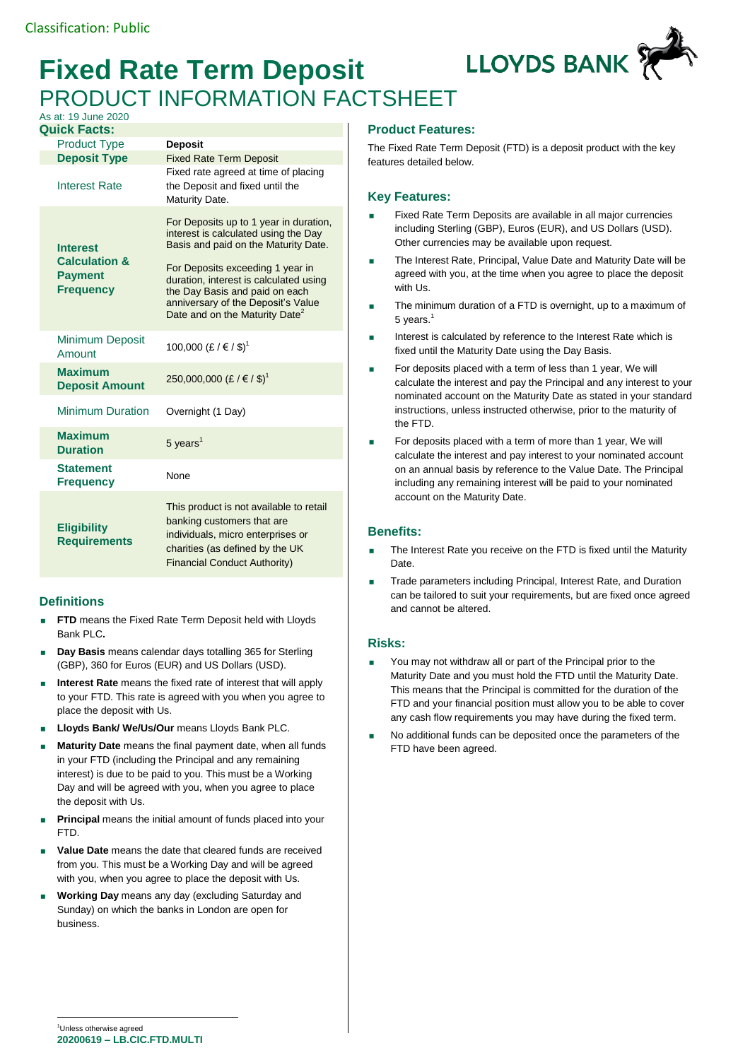Classification: Public

# Fixed Rate Term Deposit

## PRODUCT INFORMATION FACTSHEET

As at: 19 June 2020

**Quick Facts:**

| | |
|---|---|
| Product Type | **Deposit** |
| **Deposit Type** | Fixed Rate Term Deposit |
| Interest Rate | Fixed rate agreed at time of placing the Deposit and fixed until the Maturity Date. |
| **Interest Calculation & Payment Frequency** | For Deposits up to 1 year in duration, interest is calculated using the Day Basis and paid on the Maturity Date. For Deposits exceeding 1 year in duration, interest is calculated using the Day Basis and paid on each anniversary of the Deposit's Value Date and on the Maturity Date[2] |
| Minimum Deposit Amount | 100,000 (£ / € / $)[1] |
| **Maximum Deposit Amount** | 250,000,000 (£ / € / $)[1] |
| Minimum Duration | Overnight (1 Day) |
| **Maximum Duration** | 5 years[1] |
| **Statement Frequency** | None |
| **Eligibility Requirements** | This product is not available to retail banking customers that are individuals, micro enterprises or charities (as defined by the UK Financial Conduct Authority) |

### Definitions

- **FTD** means the Fixed Rate Term Deposit held with Lloyds Bank PLC**.**
- **Day Basis** means calendar days totalling 365 for Sterling (GBP), 360 for Euros (EUR) and US Dollars (USD).
- **Interest Rate** means the fixed rate of interest that will apply to your FTD. This rate is agreed with you when you agree to place the deposit with Us.
- **Lloyds Bank/ We/Us/Our** means Lloyds Bank PLC.
- **Maturity Date** means the final payment date, when all funds in your FTD (including the Principal and any remaining interest) is due to be paid to you. This must be a Working Day and will be agreed with you, when you agree to place the deposit with Us.
- **Principal** means the initial amount of funds placed into your FTD.
- **Value Date** means the date that cleared funds are received from you. This must be a Working Day and will be agreed with you, when you agree to place the deposit with Us.
- **Working Day** means any day (excluding Saturday and Sunday) on which the banks in London are open for business.

### Product Features:

The Fixed Rate Term Deposit (FTD) is a deposit product with the key features detailed below.

### Key Features:

- Fixed Rate Term Deposits are available in all major currencies including Sterling (GBP), Euros (EUR), and US Dollars (USD). Other currencies may be available upon request.
- The Interest Rate, Principal, Value Date and Maturity Date will be agreed with you, at the time when you agree to place the deposit with Us.
- The minimum duration of a FTD is overnight, up to a maximum of 5 years.[1]
- Interest is calculated by reference to the Interest Rate which is fixed until the Maturity Date using the Day Basis.
- For deposits placed with a term of less than 1 year, We will calculate the interest and pay the Principal and any interest to your nominated account on the Maturity Date as stated in your standard instructions, unless instructed otherwise, prior to the maturity of the FTD.
- For deposits placed with a term of more than 1 year, We will calculate the interest and pay interest to your nominated account on an annual basis by reference to the Value Date. The Principal including any remaining interest will be paid to your nominated account on the Maturity Date.

### Benefits:

- The Interest Rate you receive on the FTD is fixed until the Maturity Date.
- Trade parameters including Principal, Interest Rate, and Duration can be tailored to suit your requirements, but are fixed once agreed and cannot be altered.

### Risks:

- You may not withdraw all or part of the Principal prior to the Maturity Date and you must hold the FTD until the Maturity Date. This means that the Principal is committed for the duration of the FTD and your financial position must allow you to be able to cover any cash flow requirements you may have during the fixed term.
- No additional funds can be deposited once the parameters of the FTD have been agreed.

[1]Unless otherwise agreed

**20200619 – LB.CIC.FTD.MULTI**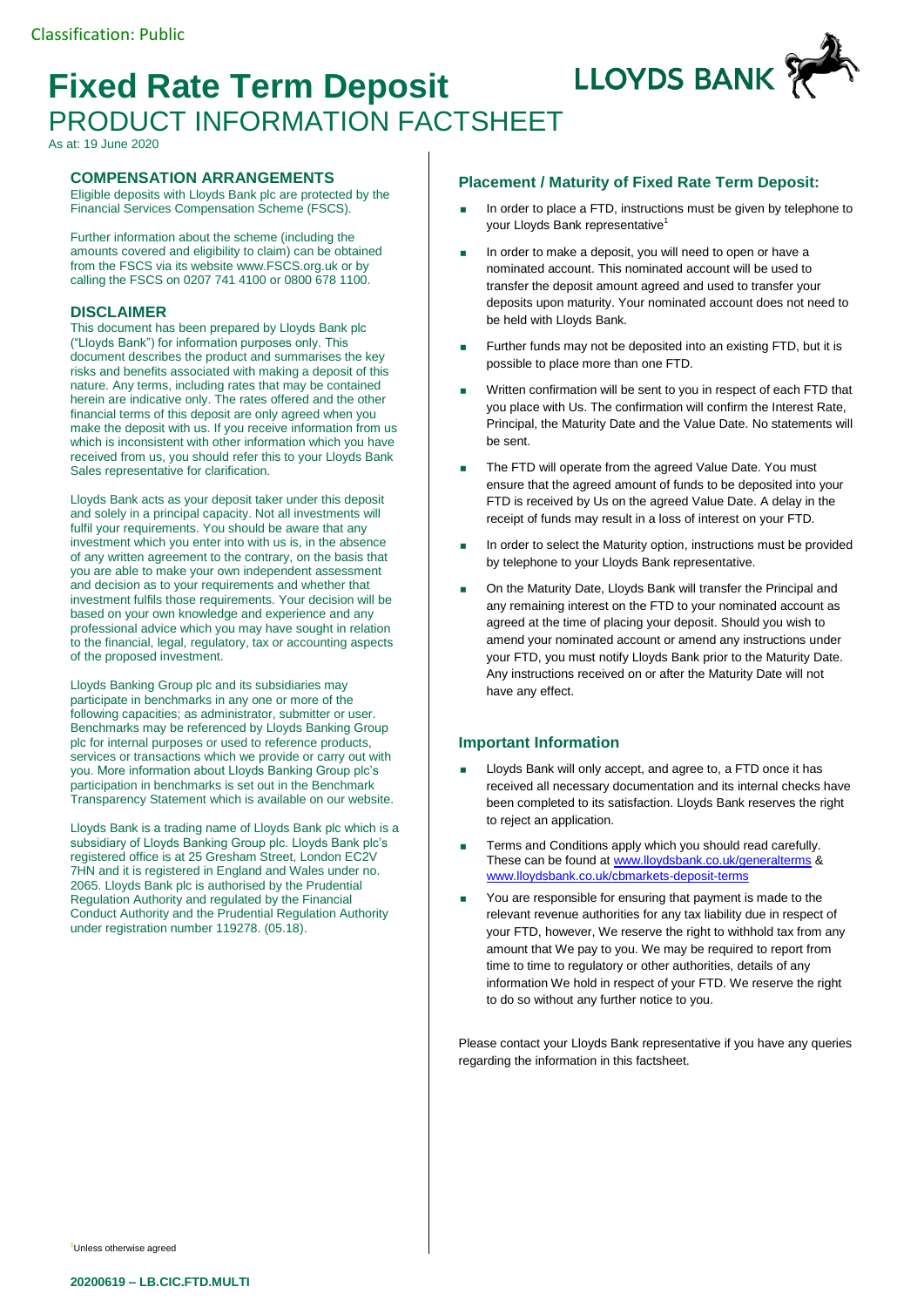Classification: Public

# Fixed Rate Term Deposit

## PRODUCT INFORMATION FACTSHEET

As at: 19 June 2020

### COMPENSATION ARRANGEMENTS

Eligible deposits with Lloyds Bank plc are protected by the Financial Services Compensation Scheme (FSCS).

Further information about the scheme (including the amounts covered and eligibility to claim) can be obtained from the FSCS via its website www.FSCS.org.uk or by calling the FSCS on 0207 741 4100 or 0800 678 1100.

### DISCLAIMER

This document has been prepared by Lloyds Bank plc ("Lloyds Bank") for information purposes only. This document describes the product and summarises the key risks and benefits associated with making a deposit of this nature. Any terms, including rates that may be contained herein are indicative only. The rates offered and the other financial terms of this deposit are only agreed when you make the deposit with us. If you receive information from us which is inconsistent with other information which you have received from us, you should refer this to your Lloyds Bank Sales representative for clarification.

Lloyds Bank acts as your deposit taker under this deposit and solely in a principal capacity. Not all investments will fulfil your requirements. You should be aware that any investment which you enter into with us is, in the absence of any written agreement to the contrary, on the basis that you are able to make your own independent assessment and decision as to your requirements and whether that investment fulfils those requirements. Your decision will be based on your own knowledge and experience and any professional advice which you may have sought in relation to the financial, legal, regulatory, tax or accounting aspects of the proposed investment.

Lloyds Banking Group plc and its subsidiaries may participate in benchmarks in any one or more of the following capacities; as administrator, submitter or user. Benchmarks may be referenced by Lloyds Banking Group plc for internal purposes or used to reference products, services or transactions which we provide or carry out with you. More information about Lloyds Banking Group plc's participation in benchmarks is set out in the Benchmark Transparency Statement which is available on our website.

Lloyds Bank is a trading name of Lloyds Bank plc which is a subsidiary of Lloyds Banking Group plc. Lloyds Bank plc's registered office is at 25 Gresham Street, London EC2V 7HN and it is registered in England and Wales under no. 2065. Lloyds Bank plc is authorised by the Prudential Regulation Authority and regulated by the Financial Conduct Authority and the Prudential Regulation Authority under registration number 119278. (05.18).

### Placement / Maturity of Fixed Rate Term Deposit:

- In order to place a FTD, instructions must be given by telephone to your Lloyds Bank representative[1]
- In order to make a deposit, you will need to open or have a nominated account. This nominated account will be used to transfer the deposit amount agreed and used to transfer your deposits upon maturity. Your nominated account does not need to be held with Lloyds Bank.
- Further funds may not be deposited into an existing FTD, but it is possible to place more than one FTD.
- Written confirmation will be sent to you in respect of each FTD that you place with Us. The confirmation will confirm the Interest Rate, Principal, the Maturity Date and the Value Date. No statements will be sent.
- The FTD will operate from the agreed Value Date. You must ensure that the agreed amount of funds to be deposited into your FTD is received by Us on the agreed Value Date. A delay in the receipt of funds may result in a loss of interest on your FTD.
- In order to select the Maturity option, instructions must be provided by telephone to your Lloyds Bank representative.
- On the Maturity Date, Lloyds Bank will transfer the Principal and any remaining interest on the FTD to your nominated account as agreed at the time of placing your deposit. Should you wish to amend your nominated account or amend any instructions under your FTD, you must notify Lloyds Bank prior to the Maturity Date. Any instructions received on or after the Maturity Date will not have any effect.

### Important Information

- Lloyds Bank will only accept, and agree to, a FTD once it has received all necessary documentation and its internal checks have been completed to its satisfaction. Lloyds Bank reserves the right to reject an application.
- Terms and Conditions apply which you should read carefully. These can be found at www.lloydsbank.co.uk/generalterms & www.lloydsbank.co.uk/cbmarkets-deposit-terms
- You are responsible for ensuring that payment is made to the relevant revenue authorities for any tax liability due in respect of your FTD, however, We reserve the right to withhold tax from any amount that We pay to you. We may be required to report from time to time to regulatory or other authorities, details of any information We hold in respect of your FTD. We reserve the right to do so without any further notice to you.

Please contact your Lloyds Bank representative if you have any queries regarding the information in this factsheet.

[1] Unless otherwise agreed

**20200619 – LB.CIC.FTD.MULTI**